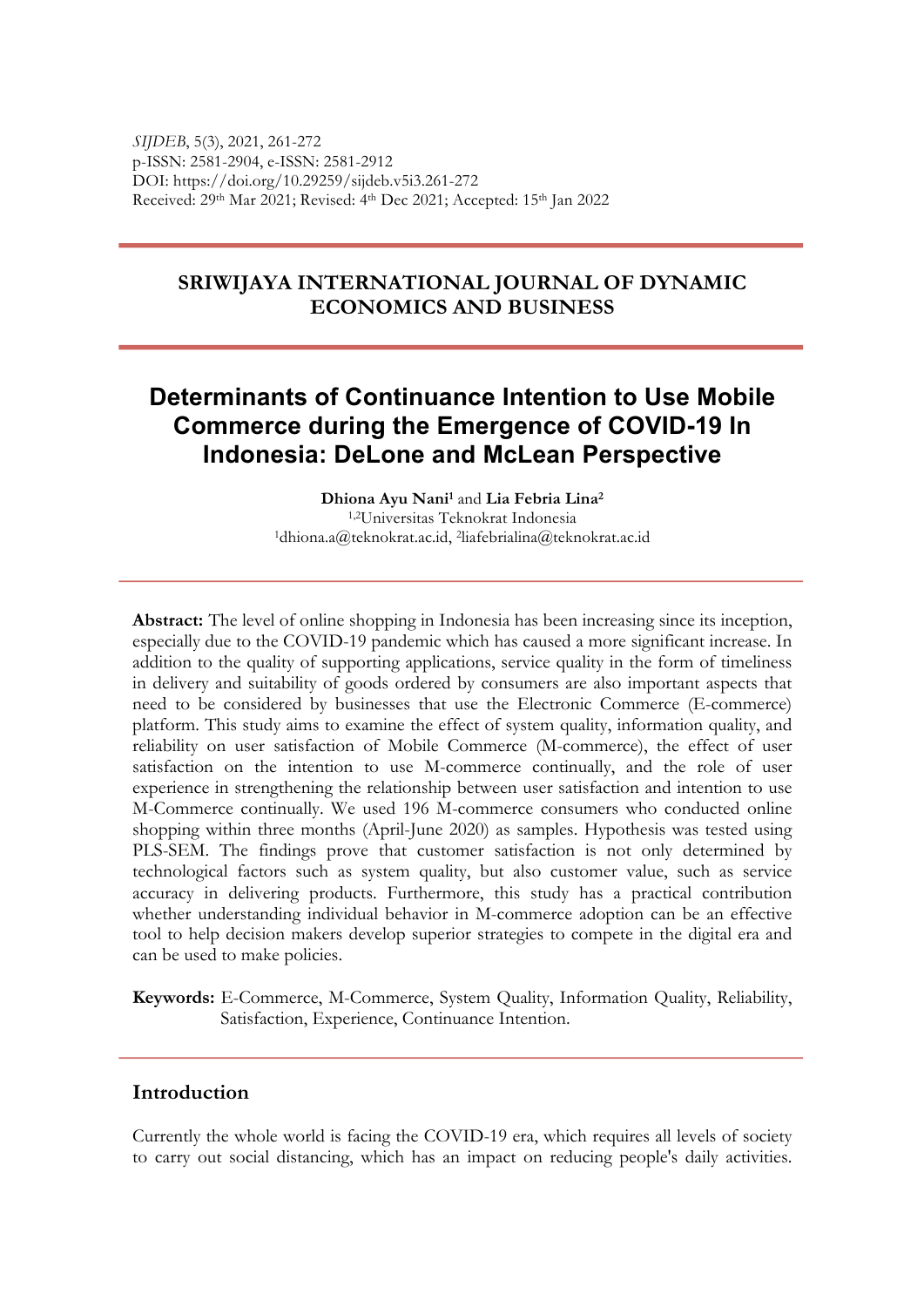*SIJDEB*, 5(3), 2021, 261-272
p-ISSN: 2581-2904, e-ISSN: 2581-2912
DOI: https://doi.org/10.29259/sijdeb.v5i3.261-272
Received: 29th Mar 2021; Revised: 4th Dec 2021; Accepted: 15th Jan 2022

**SRIWIJAYA INTERNATIONAL JOURNAL OF DYNAMIC ECONOMICS AND BUSINESS**

# Determinants of Continuance Intention to Use Mobile Commerce during the Emergence of COVID-19 In Indonesia: DeLone and McLean Perspective

**Dhiona Ayu Nani**[1] and **Lia Febria Lina**[2]
[1,2]Universitas Teknokrat Indonesia
[1]dhiona.a@teknokrat.ac.id, [2]liafebrialina@teknokrat.ac.id

**Abstract:** The level of online shopping in Indonesia has been increasing since its inception, especially due to the COVID-19 pandemic which has caused a more significant increase. In addition to the quality of supporting applications, service quality in the form of timeliness in delivery and suitability of goods ordered by consumers are also important aspects that need to be considered by businesses that use the Electronic Commerce (E-commerce) platform. This study aims to examine the effect of system quality, information quality, and reliability on user satisfaction of Mobile Commerce (M-commerce), the effect of user satisfaction on the intention to use M-commerce continually, and the role of user experience in strengthening the relationship between user satisfaction and intention to use M-Commerce continually. We used 196 M-commerce consumers who conducted online shopping within three months (April-June 2020) as samples. Hypothesis was tested using PLS-SEM. The findings prove that customer satisfaction is not only determined by technological factors such as system quality, but also customer value, such as service accuracy in delivering products. Furthermore, this study has a practical contribution whether understanding individual behavior in M-commerce adoption can be an effective tool to help decision makers develop superior strategies to compete in the digital era and can be used to make policies.

**Keywords:** E-Commerce, M-Commerce, System Quality, Information Quality, Reliability, Satisfaction, Experience, Continuance Intention.

## Introduction

Currently the whole world is facing the COVID-19 era, which requires all levels of society to carry out social distancing, which has an impact on reducing people's daily activities.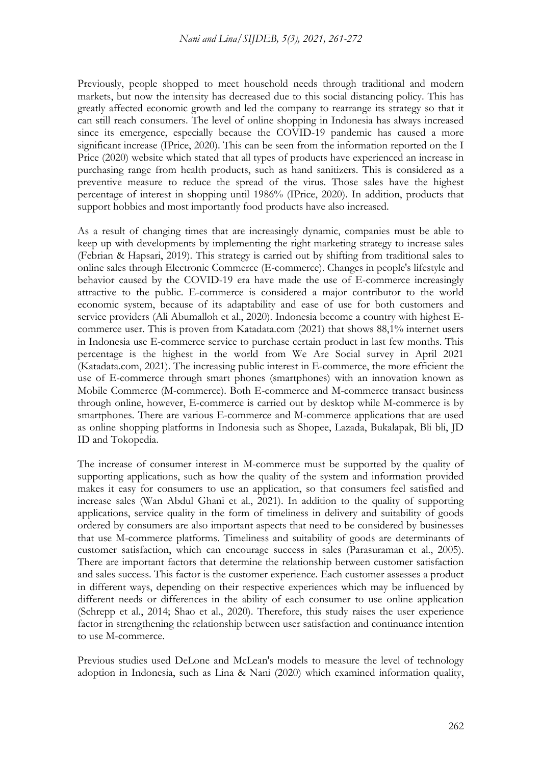Previously, people shopped to meet household needs through traditional and modern markets, but now the intensity has decreased due to this social distancing policy. This has greatly affected economic growth and led the company to rearrange its strategy so that it can still reach consumers. The level of online shopping in Indonesia has always increased since its emergence, especially because the COVID-19 pandemic has caused a more significant increase (IPrice, 2020). This can be seen from the information reported on the I Price (2020) website which stated that all types of products have experienced an increase in purchasing range from health products, such as hand sanitizers. This is considered as a preventive measure to reduce the spread of the virus. Those sales have the highest percentage of interest in shopping until 1986% (IPrice, 2020). In addition, products that support hobbies and most importantly food products have also increased.

As a result of changing times that are increasingly dynamic, companies must be able to keep up with developments by implementing the right marketing strategy to increase sales (Febrian & Hapsari, 2019). This strategy is carried out by shifting from traditional sales to online sales through Electronic Commerce (E-commerce). Changes in people's lifestyle and behavior caused by the COVID-19 era have made the use of E-commerce increasingly attractive to the public. E-commerce is considered a major contributor to the world economic system, because of its adaptability and ease of use for both customers and service providers (Ali Abumalloh et al., 2020). Indonesia become a country with highest E-commerce user. This is proven from Katadata.com (2021) that shows 88,1% internet users in Indonesia use E-commerce service to purchase certain product in last few months. This percentage is the highest in the world from We Are Social survey in April 2021 (Katadata.com, 2021). The increasing public interest in E-commerce, the more efficient the use of E-commerce through smart phones (smartphones) with an innovation known as Mobile Commerce (M-commerce). Both E-commerce and M-commerce transact business through online, however, E-commerce is carried out by desktop while M-commerce is by smartphones. There are various E-commerce and M-commerce applications that are used as online shopping platforms in Indonesia such as Shopee, Lazada, Bukalapak, Bli bli, JD ID and Tokopedia.

The increase of consumer interest in M-commerce must be supported by the quality of supporting applications, such as how the quality of the system and information provided makes it easy for consumers to use an application, so that consumers feel satisfied and increase sales (Wan Abdul Ghani et al., 2021). In addition to the quality of supporting applications, service quality in the form of timeliness in delivery and suitability of goods ordered by consumers are also important aspects that need to be considered by businesses that use M-commerce platforms. Timeliness and suitability of goods are determinants of customer satisfaction, which can encourage success in sales (Parasuraman et al., 2005). There are important factors that determine the relationship between customer satisfaction and sales success. This factor is the customer experience. Each customer assesses a product in different ways, depending on their respective experiences which may be influenced by different needs or differences in the ability of each consumer to use online application (Schrepp et al., 2014; Shao et al., 2020). Therefore, this study raises the user experience factor in strengthening the relationship between user satisfaction and continuance intention to use M-commerce.

Previous studies used DeLone and McLean's models to measure the level of technology adoption in Indonesia, such as Lina & Nani (2020) which examined information quality,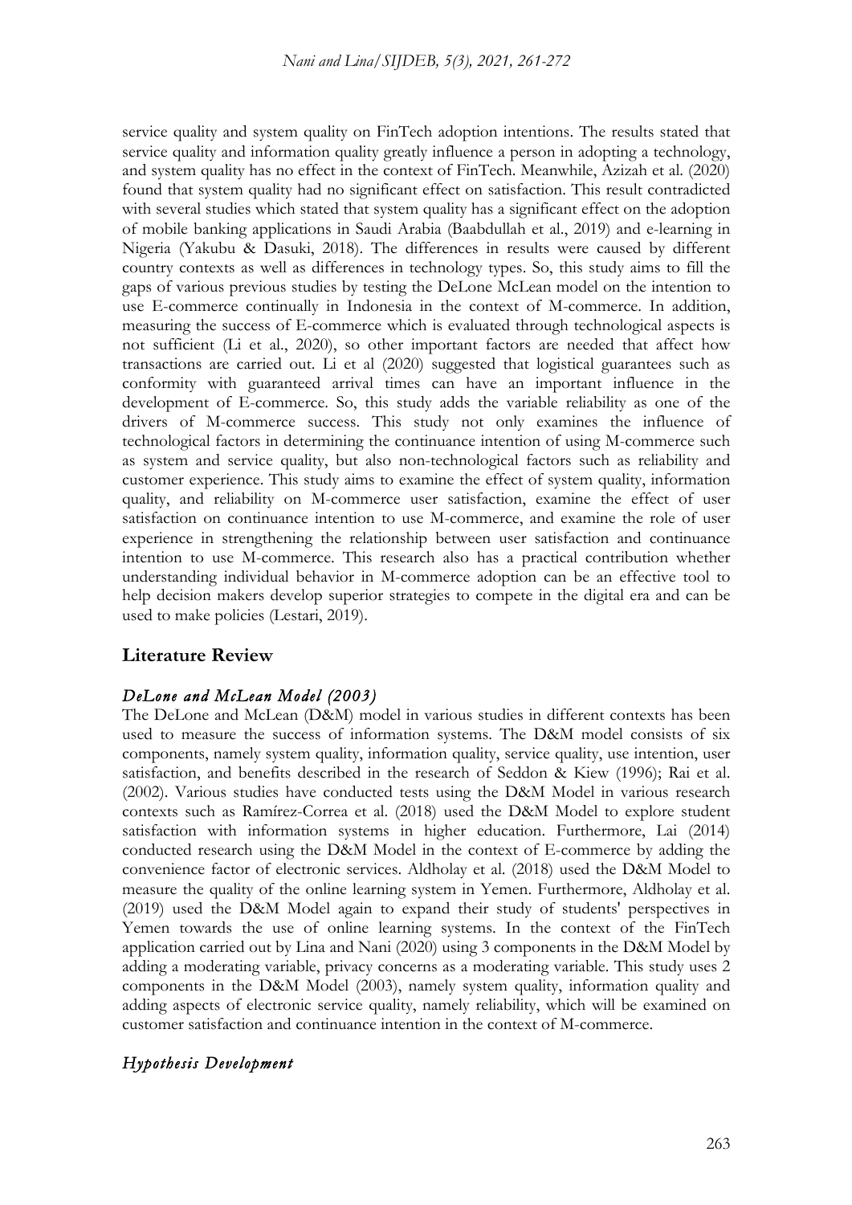service quality and system quality on FinTech adoption intentions. The results stated that service quality and information quality greatly influence a person in adopting a technology, and system quality has no effect in the context of FinTech. Meanwhile, Azizah et al. (2020) found that system quality had no significant effect on satisfaction. This result contradicted with several studies which stated that system quality has a significant effect on the adoption of mobile banking applications in Saudi Arabia (Baabdullah et al., 2019) and e-learning in Nigeria (Yakubu & Dasuki, 2018). The differences in results were caused by different country contexts as well as differences in technology types. So, this study aims to fill the gaps of various previous studies by testing the DeLone McLean model on the intention to use E-commerce continually in Indonesia in the context of M-commerce. In addition, measuring the success of E-commerce which is evaluated through technological aspects is not sufficient (Li et al., 2020), so other important factors are needed that affect how transactions are carried out. Li et al (2020) suggested that logistical guarantees such as conformity with guaranteed arrival times can have an important influence in the development of E-commerce. So, this study adds the variable reliability as one of the drivers of M-commerce success. This study not only examines the influence of technological factors in determining the continuance intention of using M-commerce such as system and service quality, but also non-technological factors such as reliability and customer experience. This study aims to examine the effect of system quality, information quality, and reliability on M-commerce user satisfaction, examine the effect of user satisfaction on continuance intention to use M-commerce, and examine the role of user experience in strengthening the relationship between user satisfaction and continuance intention to use M-commerce. This research also has a practical contribution whether understanding individual behavior in M-commerce adoption can be an effective tool to help decision makers develop superior strategies to compete in the digital era and can be used to make policies (Lestari, 2019).

## Literature Review

### *DeLone and McLean Model (2003)*

The DeLone and McLean (D&M) model in various studies in different contexts has been used to measure the success of information systems. The D&M model consists of six components, namely system quality, information quality, service quality, use intention, user satisfaction, and benefits described in the research of Seddon & Kiew (1996); Rai et al. (2002). Various studies have conducted tests using the D&M Model in various research contexts such as Ramírez-Correa et al. (2018) used the D&M Model to explore student satisfaction with information systems in higher education. Furthermore, Lai (2014) conducted research using the D&M Model in the context of E-commerce by adding the convenience factor of electronic services. Aldholay et al. (2018) used the D&M Model to measure the quality of the online learning system in Yemen. Furthermore, Aldholay et al. (2019) used the D&M Model again to expand their study of students' perspectives in Yemen towards the use of online learning systems. In the context of the FinTech application carried out by Lina and Nani (2020) using 3 components in the D&M Model by adding a moderating variable, privacy concerns as a moderating variable. This study uses 2 components in the D&M Model (2003), namely system quality, information quality and adding aspects of electronic service quality, namely reliability, which will be examined on customer satisfaction and continuance intention in the context of M-commerce.

### *Hypothesis Development*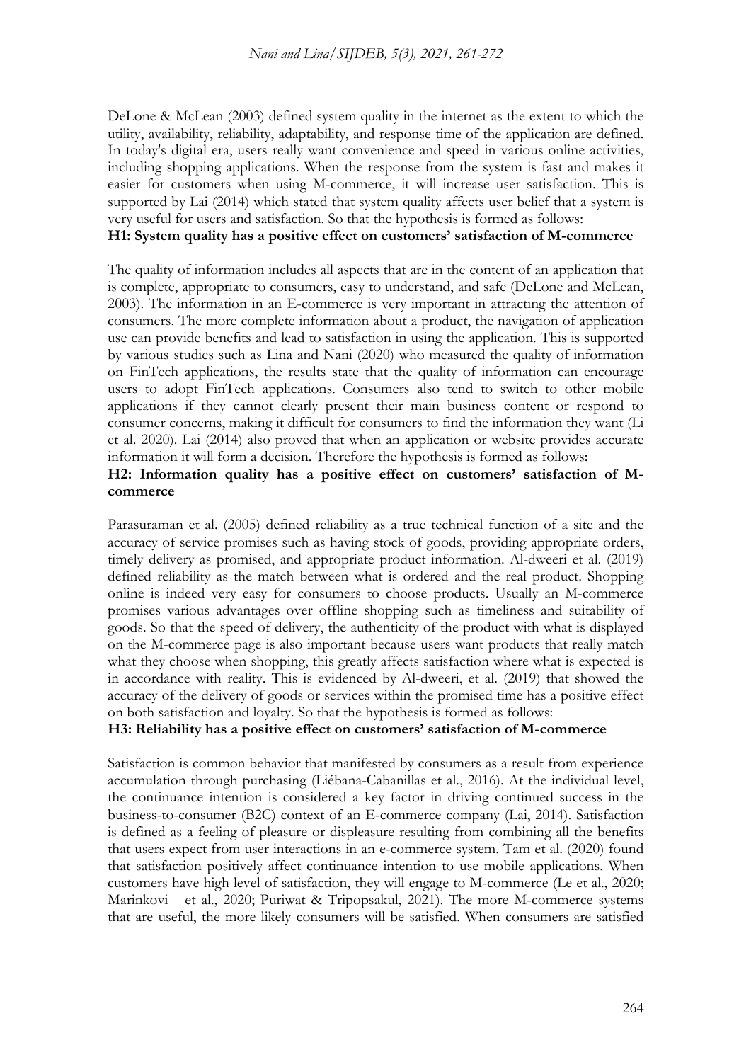DeLone & McLean (2003) defined system quality in the internet as the extent to which the utility, availability, reliability, adaptability, and response time of the application are defined. In today's digital era, users really want convenience and speed in various online activities, including shopping applications. When the response from the system is fast and makes it easier for customers when using M-commerce, it will increase user satisfaction. This is supported by Lai (2014) which stated that system quality affects user belief that a system is very useful for users and satisfaction. So that the hypothesis is formed as follows:

**H1: System quality has a positive effect on customers' satisfaction of M-commerce**

The quality of information includes all aspects that are in the content of an application that is complete, appropriate to consumers, easy to understand, and safe (DeLone and McLean, 2003). The information in an E-commerce is very important in attracting the attention of consumers. The more complete information about a product, the navigation of application use can provide benefits and lead to satisfaction in using the application. This is supported by various studies such as Lina and Nani (2020) who measured the quality of information on FinTech applications, the results state that the quality of information can encourage users to adopt FinTech applications. Consumers also tend to switch to other mobile applications if they cannot clearly present their main business content or respond to consumer concerns, making it difficult for consumers to find the information they want (Li et al. 2020). Lai (2014) also proved that when an application or website provides accurate information it will form a decision. Therefore the hypothesis is formed as follows:

**H2: Information quality has a positive effect on customers' satisfaction of M-commerce**

Parasuraman et al. (2005) defined reliability as a true technical function of a site and the accuracy of service promises such as having stock of goods, providing appropriate orders, timely delivery as promised, and appropriate product information. Al-dweeri et al. (2019) defined reliability as the match between what is ordered and the real product. Shopping online is indeed very easy for consumers to choose products. Usually an M-commerce promises various advantages over offline shopping such as timeliness and suitability of goods. So that the speed of delivery, the authenticity of the product with what is displayed on the M-commerce page is also important because users want products that really match what they choose when shopping, this greatly affects satisfaction where what is expected is in accordance with reality. This is evidenced by Al-dweeri, et al. (2019) that showed the accuracy of the delivery of goods or services within the promised time has a positive effect on both satisfaction and loyalty. So that the hypothesis is formed as follows:

**H3: Reliability has a positive effect on customers' satisfaction of M-commerce**

Satisfaction is common behavior that manifested by consumers as a result from experience accumulation through purchasing (Liébana-Cabanillas et al., 2016). At the individual level, the continuance intention is considered a key factor in driving continued success in the business-to-consumer (B2C) context of an E-commerce company (Lai, 2014). Satisfaction is defined as a feeling of pleasure or displeasure resulting from combining all the benefits that users expect from user interactions in an e-commerce system. Tam et al. (2020) found that satisfaction positively affect continuance intention to use mobile applications. When customers have high level of satisfaction, they will engage to M-commerce (Le et al., 2020; Marinkovi et al., 2020; Puriwat & Tripopsakul, 2021). The more M-commerce systems that are useful, the more likely consumers will be satisfied. When consumers are satisfied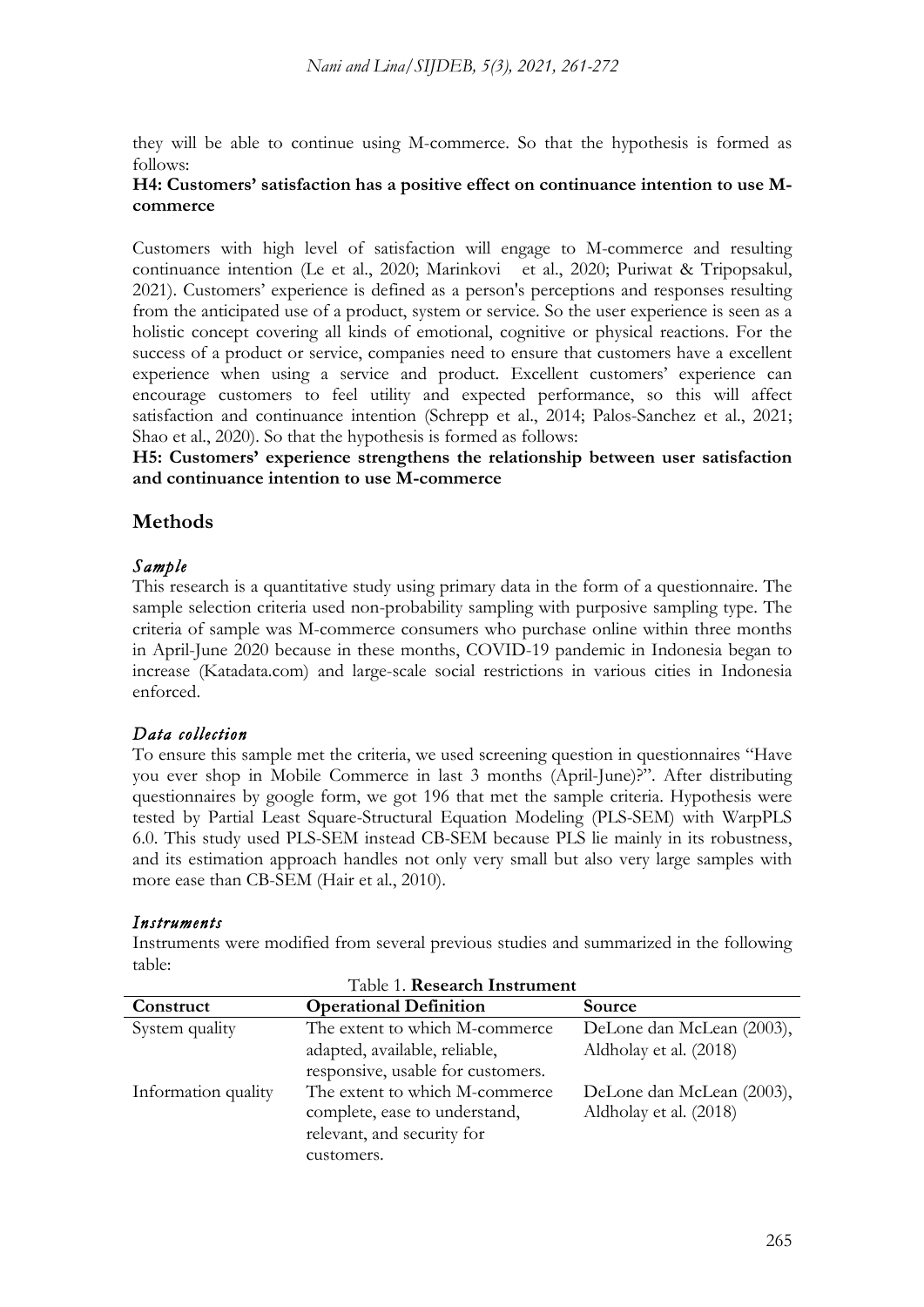they will be able to continue using M-commerce. So that the hypothesis is formed as follows:

**H4: Customers' satisfaction has a positive effect on continuance intention to use M-commerce**

Customers with high level of satisfaction will engage to M-commerce and resulting continuance intention (Le et al., 2020; Marinkovi et al., 2020; Puriwat & Tripopsakul, 2021). Customers' experience is defined as a person's perceptions and responses resulting from the anticipated use of a product, system or service. So the user experience is seen as a holistic concept covering all kinds of emotional, cognitive or physical reactions. For the success of a product or service, companies need to ensure that customers have a excellent experience when using a service and product. Excellent customers' experience can encourage customers to feel utility and expected performance, so this will affect satisfaction and continuance intention (Schrepp et al., 2014; Palos-Sanchez et al., 2021; Shao et al., 2020). So that the hypothesis is formed as follows:

**H5: Customers' experience strengthens the relationship between user satisfaction and continuance intention to use M-commerce**

## Methods

### *Sample*

This research is a quantitative study using primary data in the form of a questionnaire. The sample selection criteria used non-probability sampling with purposive sampling type. The criteria of sample was M-commerce consumers who purchase online within three months in April-June 2020 because in these months, COVID-19 pandemic in Indonesia began to increase (Katadata.com) and large-scale social restrictions in various cities in Indonesia enforced.

### *Data collection*

To ensure this sample met the criteria, we used screening question in questionnaires "Have you ever shop in Mobile Commerce in last 3 months (April-June)?". After distributing questionnaires by google form, we got 196 that met the sample criteria. Hypothesis were tested by Partial Least Square-Structural Equation Modeling (PLS-SEM) with WarpPLS 6.0. This study used PLS-SEM instead CB-SEM because PLS lie mainly in its robustness, and its estimation approach handles not only very small but also very large samples with more ease than CB-SEM (Hair et al., 2010).

### *Instruments*

Instruments were modified from several previous studies and summarized in the following table:

Table 1. **Research Instrument**

| Construct | Operational Definition | Source |
|---|---|---|
| System quality | The extent to which M-commerce adapted, available, reliable, responsive, usable for customers. | DeLone dan McLean (2003), Aldholay et al. (2018) |
| Information quality | The extent to which M-commerce complete, ease to understand, relevant, and security for customers. | DeLone dan McLean (2003), Aldholay et al. (2018) |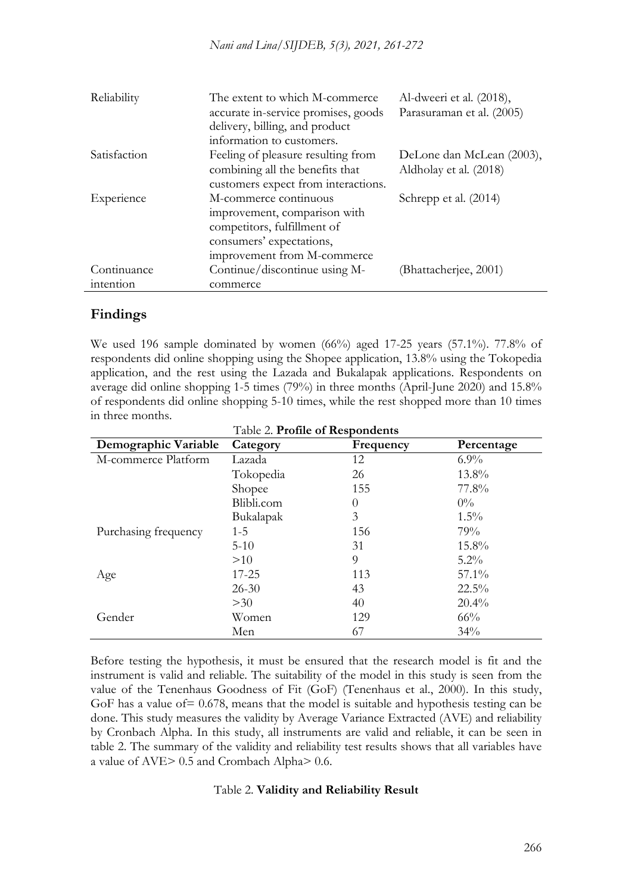| | | |
|---|---|---|
| Reliability | The extent to which M-commerce accurate in-service promises, goods delivery, billing, and product information to customers. | Al-dweeri et al. (2018), Parasuraman et al. (2005) |
| Satisfaction | Feeling of pleasure resulting from combining all the benefits that customers expect from interactions. | DeLone dan McLean (2003), Aldholay et al. (2018) |
| Experience | M-commerce continuous improvement, comparison with competitors, fulfillment of consumers' expectations, improvement from M-commerce | Schrepp et al. (2014) |
| Continuance intention | Continue/discontinue using M-commerce | (Bhattacherjee, 2001) |

## Findings

We used 196 sample dominated by women (66%) aged 17-25 years (57.1%). 77.8% of respondents did online shopping using the Shopee application, 13.8% using the Tokopedia application, and the rest using the Lazada and Bukalapak applications. Respondents on average did online shopping 1-5 times (79%) in three months (April-June 2020) and 15.8% of respondents did online shopping 5-10 times, while the rest shopped more than 10 times in three months.

Table 2. **Profile of Respondents**

| Demographic Variable | Category | Frequency | Percentage |
|---|---|---|---|
| M-commerce Platform | Lazada | 12 | 6.9% |
| | Tokopedia | 26 | 13.8% |
| | Shopee | 155 | 77.8% |
| | Blibli.com | 0 | 0% |
| | Bukalapak | 3 | 1.5% |
| Purchasing frequency | 1-5 | 156 | 79% |
| | 5-10 | 31 | 15.8% |
| | >10 | 9 | 5.2% |
| Age | 17-25 | 113 | 57.1% |
| | 26-30 | 43 | 22.5% |
| | >30 | 40 | 20.4% |
| Gender | Women | 129 | 66% |
| | Men | 67 | 34% |

Before testing the hypothesis, it must be ensured that the research model is fit and the instrument is valid and reliable. The suitability of the model in this study is seen from the value of the Tenenhaus Goodness of Fit (GoF) (Tenenhaus et al., 2000). In this study, GoF has a value of= 0.678, means that the model is suitable and hypothesis testing can be done. This study measures the validity by Average Variance Extracted (AVE) and reliability by Cronbach Alpha. In this study, all instruments are valid and reliable, it can be seen in table 2. The summary of the validity and reliability test results shows that all variables have a value of AVE> 0.5 and Crombach Alpha> 0.6.

Table 2. **Validity and Reliability Result**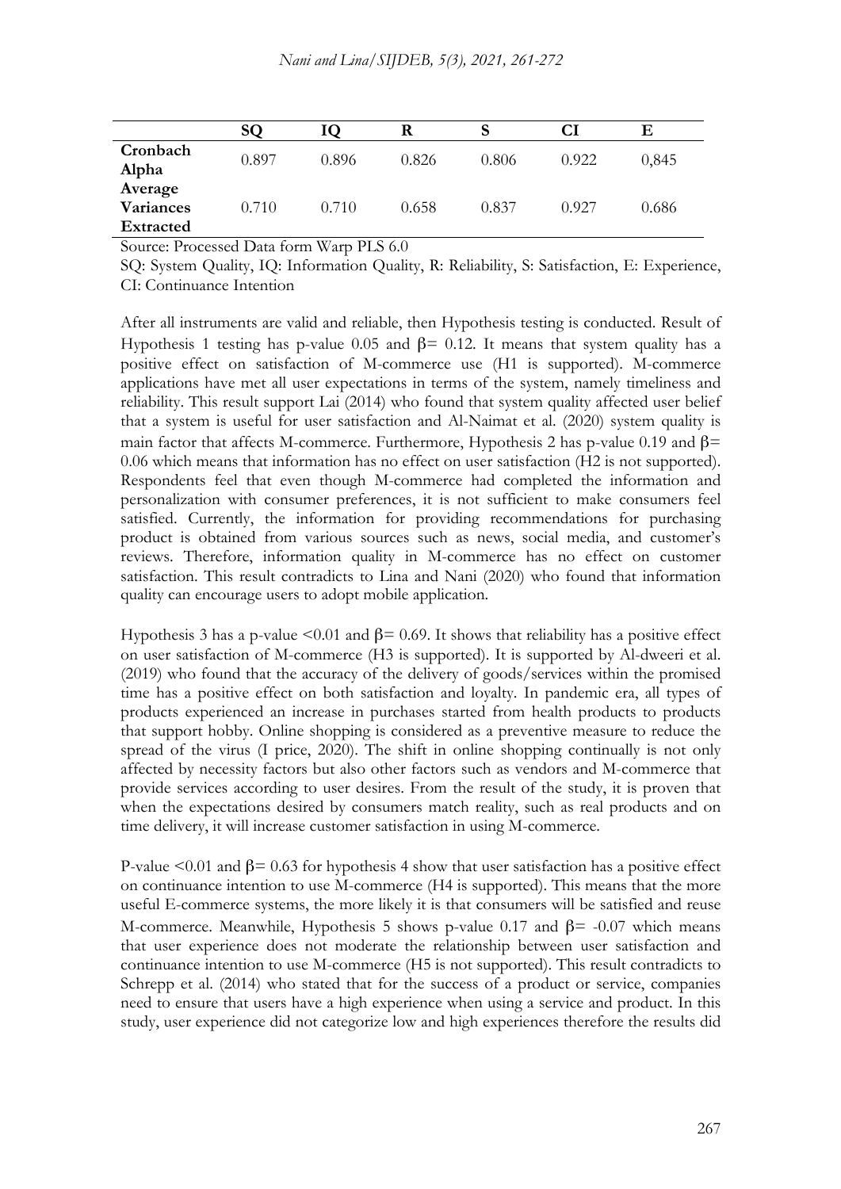| | SQ | IQ | R | S | CI | E |
|---|---|---|---|---|---|---|
| **Cronbach Alpha** | 0.897 | 0.896 | 0.826 | 0.806 | 0.922 | 0,845 |
| **Average Variances Extracted** | 0.710 | 0.710 | 0.658 | 0.837 | 0.927 | 0.686 |

Source: Processed Data form Warp PLS 6.0

SQ: System Quality, IQ: Information Quality, R: Reliability, S: Satisfaction, E: Experience, CI: Continuance Intention

After all instruments are valid and reliable, then Hypothesis testing is conducted. Result of Hypothesis 1 testing has p-value 0.05 and $\beta$= 0.12. It means that system quality has a positive effect on satisfaction of M-commerce use (H1 is supported). M-commerce applications have met all user expectations in terms of the system, namely timeliness and reliability. This result support Lai (2014) who found that system quality affected user belief that a system is useful for user satisfaction and Al-Naimat et al. (2020) system quality is main factor that affects M-commerce. Furthermore, Hypothesis 2 has p-value 0.19 and $\beta$= 0.06 which means that information has no effect on user satisfaction (H2 is not supported). Respondents feel that even though M-commerce had completed the information and personalization with consumer preferences, it is not sufficient to make consumers feel satisfied. Currently, the information for providing recommendations for purchasing product is obtained from various sources such as news, social media, and customer's reviews. Therefore, information quality in M-commerce has no effect on customer satisfaction. This result contradicts to Lina and Nani (2020) who found that information quality can encourage users to adopt mobile application.

Hypothesis 3 has a p-value <0.01 and $\beta$= 0.69. It shows that reliability has a positive effect on user satisfaction of M-commerce (H3 is supported). It is supported by Al-dweeri et al. (2019) who found that the accuracy of the delivery of goods/services within the promised time has a positive effect on both satisfaction and loyalty. In pandemic era, all types of products experienced an increase in purchases started from health products to products that support hobby. Online shopping is considered as a preventive measure to reduce the spread of the virus (I price, 2020). The shift in online shopping continually is not only affected by necessity factors but also other factors such as vendors and M-commerce that provide services according to user desires. From the result of the study, it is proven that when the expectations desired by consumers match reality, such as real products and on time delivery, it will increase customer satisfaction in using M-commerce.

P-value <0.01 and $\beta$= 0.63 for hypothesis 4 show that user satisfaction has a positive effect on continuance intention to use M-commerce (H4 is supported). This means that the more useful E-commerce systems, the more likely it is that consumers will be satisfied and reuse M-commerce. Meanwhile, Hypothesis 5 shows p-value 0.17 and $\beta$= -0.07 which means that user experience does not moderate the relationship between user satisfaction and continuance intention to use M-commerce (H5 is not supported). This result contradicts to Schrepp et al. (2014) who stated that for the success of a product or service, companies need to ensure that users have a high experience when using a service and product. In this study, user experience did not categorize low and high experiences therefore the results did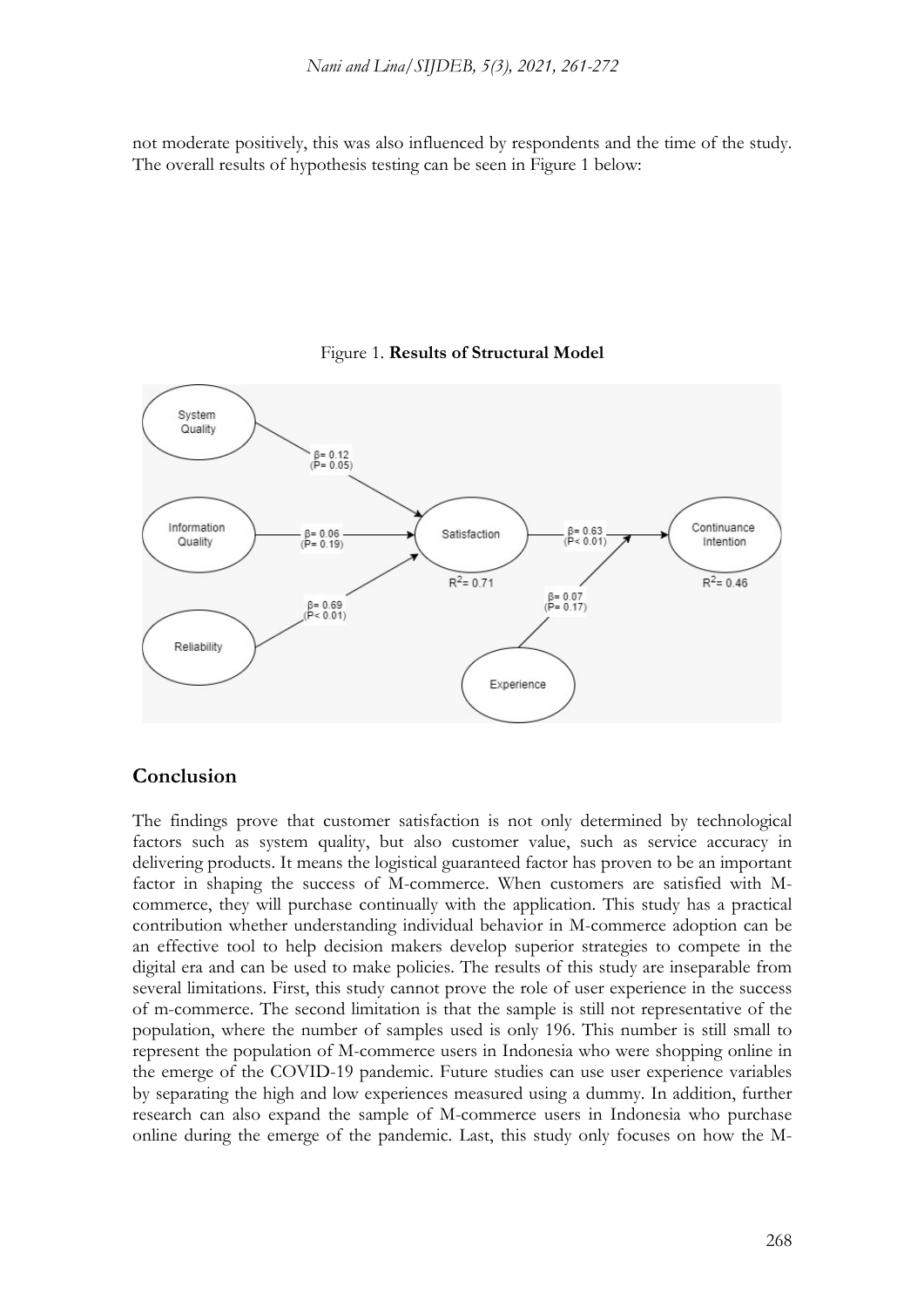not moderate positively, this was also influenced by respondents and the time of the study. The overall results of hypothesis testing can be seen in Figure 1 below:

Figure 1. **Results of Structural Model**

## Conclusion

The findings prove that customer satisfaction is not only determined by technological factors such as system quality, but also customer value, such as service accuracy in delivering products. It means the logistical guaranteed factor has proven to be an important factor in shaping the success of M-commerce. When customers are satisfied with M-commerce, they will purchase continually with the application. This study has a practical contribution whether understanding individual behavior in M-commerce adoption can be an effective tool to help decision makers develop superior strategies to compete in the digital era and can be used to make policies. The results of this study are inseparable from several limitations. First, this study cannot prove the role of user experience in the success of m-commerce. The second limitation is that the sample is still not representative of the population, where the number of samples used is only 196. This number is still small to represent the population of M-commerce users in Indonesia who were shopping online in the emerge of the COVID-19 pandemic. Future studies can use user experience variables by separating the high and low experiences measured using a dummy. In addition, further research can also expand the sample of M-commerce users in Indonesia who purchase online during the emerge of the pandemic. Last, this study only focuses on how the M-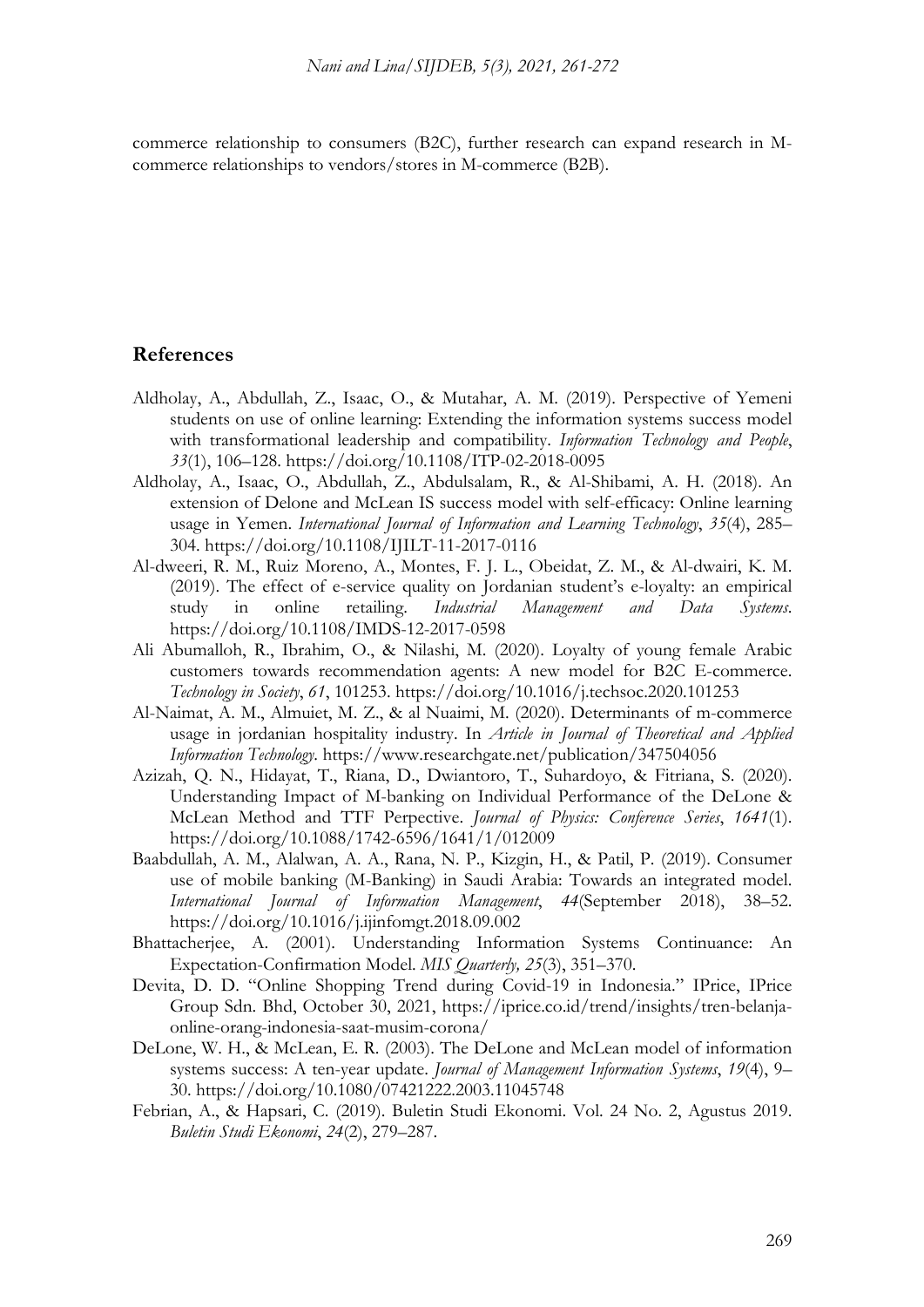commerce relationship to consumers (B2C), further research can expand research in M-commerce relationships to vendors/stores in M-commerce (B2B).

## References

Aldholay, A., Abdullah, Z., Isaac, O., & Mutahar, A. M. (2019). Perspective of Yemeni students on use of online learning: Extending the information systems success model with transformational leadership and compatibility. *Information Technology and People*, *33*(1), 106–128. https://doi.org/10.1108/ITP-02-2018-0095

Aldholay, A., Isaac, O., Abdullah, Z., Abdulsalam, R., & Al-Shibami, A. H. (2018). An extension of Delone and McLean IS success model with self-efficacy: Online learning usage in Yemen. *International Journal of Information and Learning Technology*, *35*(4), 285–304. https://doi.org/10.1108/IJILT-11-2017-0116

Al-dweeri, R. M., Ruiz Moreno, A., Montes, F. J. L., Obeidat, Z. M., & Al-dwairi, K. M. (2019). The effect of e-service quality on Jordanian student's e-loyalty: an empirical study in online retailing. *Industrial Management and Data Systems*. https://doi.org/10.1108/IMDS-12-2017-0598

Ali Abumalloh, R., Ibrahim, O., & Nilashi, M. (2020). Loyalty of young female Arabic customers towards recommendation agents: A new model for B2C E-commerce. *Technology in Society*, *61*, 101253. https://doi.org/10.1016/j.techsoc.2020.101253

Al-Naimat, A. M., Almuiet, M. Z., & al Nuaimi, M. (2020). Determinants of m-commerce usage in jordanian hospitality industry. In *Article in Journal of Theoretical and Applied Information Technology*. https://www.researchgate.net/publication/347504056

Azizah, Q. N., Hidayat, T., Riana, D., Dwiantoro, T., Suhardoyo, & Fitriana, S. (2020). Understanding Impact of M-banking on Individual Performance of the DeLone & McLean Method and TTF Perpective. *Journal of Physics: Conference Series*, *1641*(1). https://doi.org/10.1088/1742-6596/1641/1/012009

Baabdullah, A. M., Alalwan, A. A., Rana, N. P., Kizgin, H., & Patil, P. (2019). Consumer use of mobile banking (M-Banking) in Saudi Arabia: Towards an integrated model. *International Journal of Information Management*, *44*(September 2018), 38–52. https://doi.org/10.1016/j.ijinfomgt.2018.09.002

Bhattacherjee, A. (2001). Understanding Information Systems Continuance: An Expectation-Confirmation Model. *MIS Quarterly, 25*(3), 351–370.

Devita, D. D. "Online Shopping Trend during Covid-19 in Indonesia." IPrice, IPrice Group Sdn. Bhd, October 30, 2021, https://iprice.co.id/trend/insights/tren-belanja-online-orang-indonesia-saat-musim-corona/

DeLone, W. H., & McLean, E. R. (2003). The DeLone and McLean model of information systems success: A ten-year update. *Journal of Management Information Systems*, *19*(4), 9–30. https://doi.org/10.1080/07421222.2003.11045748

Febrian, A., & Hapsari, C. (2019). Buletin Studi Ekonomi. Vol. 24 No. 2, Agustus 2019. *Buletin Studi Ekonomi*, *24*(2), 279–287.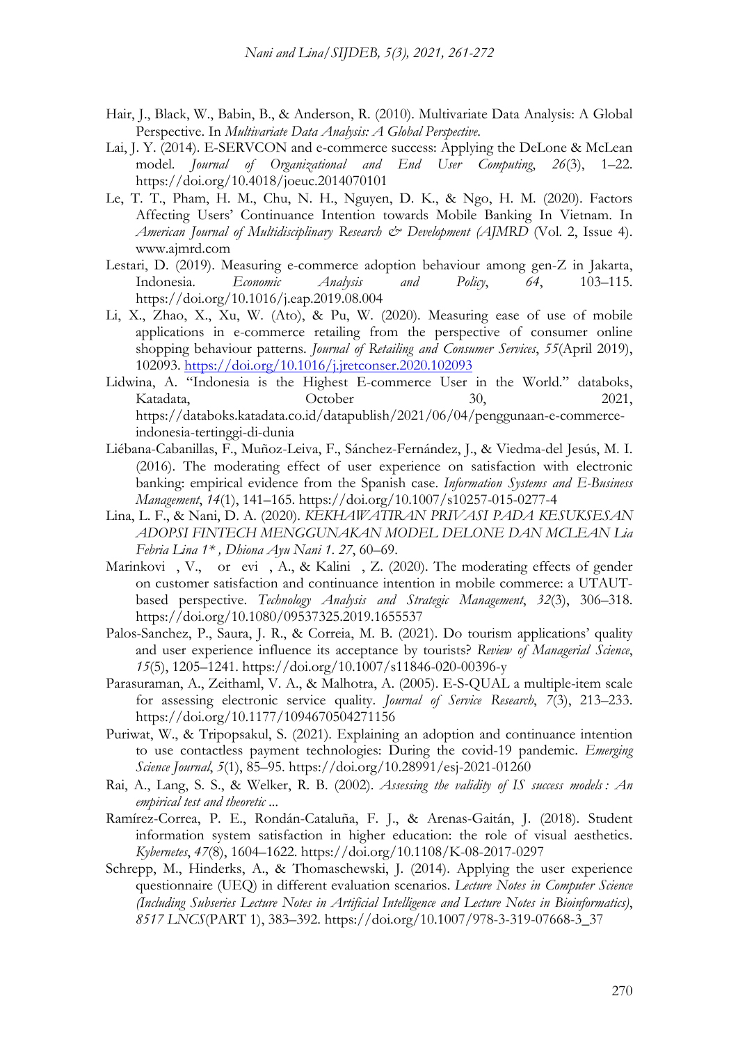Hair, J., Black, W., Babin, B., & Anderson, R. (2010). Multivariate Data Analysis: A Global Perspective. In *Multivariate Data Analysis: A Global Perspective*.

Lai, J. Y. (2014). E-SERVCON and e-commerce success: Applying the DeLone & McLean model. *Journal of Organizational and End User Computing*, *26*(3), 1–22. https://doi.org/10.4018/joeuc.2014070101

Le, T. T., Pham, H. M., Chu, N. H., Nguyen, D. K., & Ngo, H. M. (2020). Factors Affecting Users' Continuance Intention towards Mobile Banking In Vietnam. In *American Journal of Multidisciplinary Research & Development (AJMRD* (Vol. 2, Issue 4). www.ajmrd.com

Lestari, D. (2019). Measuring e-commerce adoption behaviour among gen-Z in Jakarta, Indonesia. *Economic Analysis and Policy*, *64*, 103–115. https://doi.org/10.1016/j.eap.2019.08.004

Li, X., Zhao, X., Xu, W. (Ato), & Pu, W. (2020). Measuring ease of use of mobile applications in e-commerce retailing from the perspective of consumer online shopping behaviour patterns. *Journal of Retailing and Consumer Services*, *55*(April 2019), 102093. https://doi.org/10.1016/j.jretconser.2020.102093

Lidwina, A. "Indonesia is the Highest E-commerce User in the World." databoks, Katadata, October 30, 2021, https://databoks.katadata.co.id/datapublish/2021/06/04/penggunaan-e-commerce-indonesia-tertinggi-di-dunia

Liébana-Cabanillas, F., Muñoz-Leiva, F., Sánchez-Fernández, J., & Viedma-del Jesús, M. I. (2016). The moderating effect of user experience on satisfaction with electronic banking: empirical evidence from the Spanish case. *Information Systems and E-Business Management*, *14*(1), 141–165. https://doi.org/10.1007/s10257-015-0277-4

Lina, L. F., & Nani, D. A. (2020). *KEKHAWATIRAN PRIVASI PADA KESUKSESAN ADOPSI FINTECH MENGGUNAKAN MODEL DELONE DAN MCLEAN Lia Febria Lina 1\* , Dhiona Ayu Nani 1*. *27*, 60–69.

Marinkovi , V., or evi , A., & Kalini , Z. (2020). The moderating effects of gender on customer satisfaction and continuance intention in mobile commerce: a UTAUT-based perspective. *Technology Analysis and Strategic Management*, *32*(3), 306–318. https://doi.org/10.1080/09537325.2019.1655537

Palos-Sanchez, P., Saura, J. R., & Correia, M. B. (2021). Do tourism applications' quality and user experience influence its acceptance by tourists? *Review of Managerial Science*, *15*(5), 1205–1241. https://doi.org/10.1007/s11846-020-00396-y

Parasuraman, A., Zeithaml, V. A., & Malhotra, A. (2005). E-S-QUAL a multiple-item scale for assessing electronic service quality. *Journal of Service Research*, *7*(3), 213–233. https://doi.org/10.1177/1094670504271156

Puriwat, W., & Tripopsakul, S. (2021). Explaining an adoption and continuance intention to use contactless payment technologies: During the covid-19 pandemic. *Emerging Science Journal*, *5*(1), 85–95. https://doi.org/10.28991/esj-2021-01260

Rai, A., Lang, S. S., & Welker, R. B. (2002). *Assessing the validity of IS success models : An empirical test and theoretic ...*

Ramírez-Correa, P. E., Rondán-Cataluña, F. J., & Arenas-Gaitán, J. (2018). Student information system satisfaction in higher education: the role of visual aesthetics. *Kybernetes*, *47*(8), 1604–1622. https://doi.org/10.1108/K-08-2017-0297

Schrepp, M., Hinderks, A., & Thomaschewski, J. (2014). Applying the user experience questionnaire (UEQ) in different evaluation scenarios. *Lecture Notes in Computer Science (Including Subseries Lecture Notes in Artificial Intelligence and Lecture Notes in Bioinformatics)*, *8517 LNCS*(PART 1), 383–392. https://doi.org/10.1007/978-3-319-07668-3_37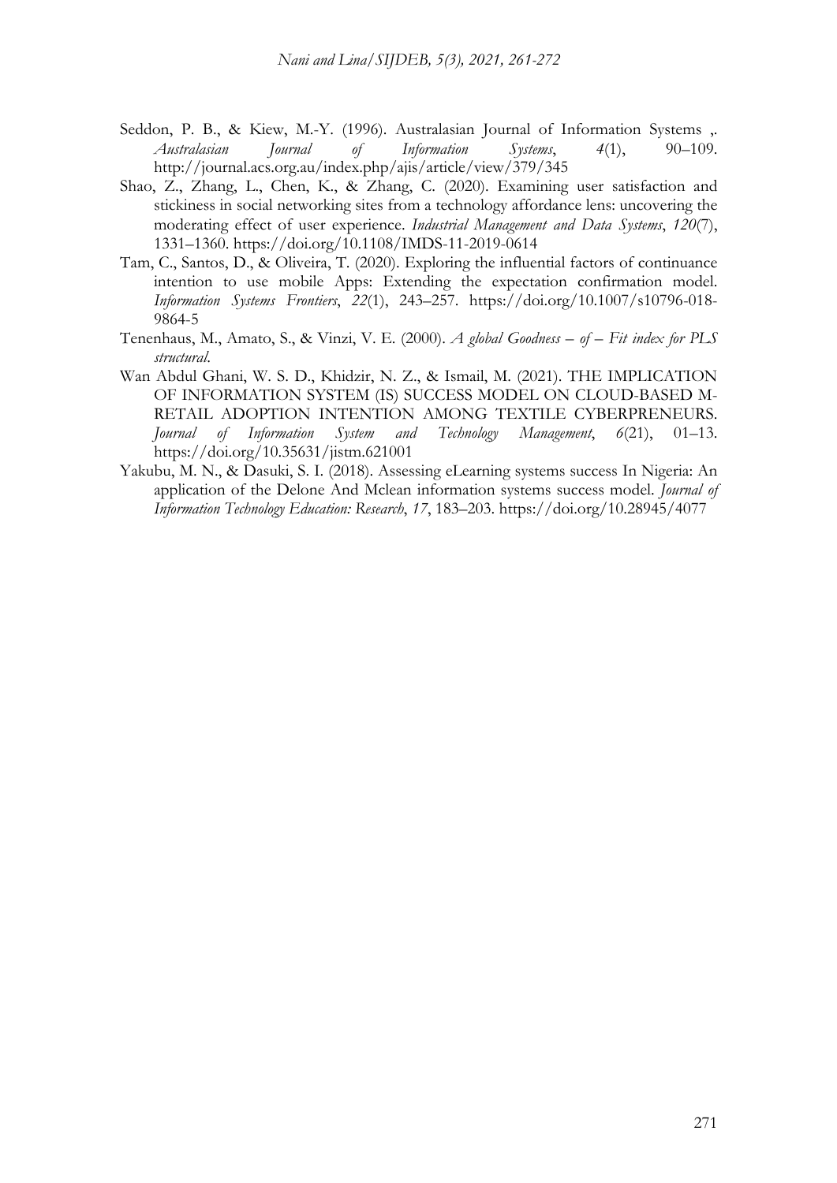Seddon, P. B., & Kiew, M.-Y. (1996). Australasian Journal of Information Systems ,. *Australasian Journal of Information Systems*, *4*(1), 90–109. http://journal.acs.org.au/index.php/ajis/article/view/379/345

Shao, Z., Zhang, L., Chen, K., & Zhang, C. (2020). Examining user satisfaction and stickiness in social networking sites from a technology affordance lens: uncovering the moderating effect of user experience. *Industrial Management and Data Systems*, *120*(7), 1331–1360. https://doi.org/10.1108/IMDS-11-2019-0614

Tam, C., Santos, D., & Oliveira, T. (2020). Exploring the influential factors of continuance intention to use mobile Apps: Extending the expectation confirmation model. *Information Systems Frontiers*, *22*(1), 243–257. https://doi.org/10.1007/s10796-018-9864-5

Tenenhaus, M., Amato, S., & Vinzi, V. E. (2000). *A global Goodness – of – Fit index for PLS structural*.

Wan Abdul Ghani, W. S. D., Khidzir, N. Z., & Ismail, M. (2021). THE IMPLICATION OF INFORMATION SYSTEM (IS) SUCCESS MODEL ON CLOUD-BASED M-RETAIL ADOPTION INTENTION AMONG TEXTILE CYBERPRENEURS. *Journal of Information System and Technology Management*, *6*(21), 01–13. https://doi.org/10.35631/jistm.621001

Yakubu, M. N., & Dasuki, S. I. (2018). Assessing eLearning systems success In Nigeria: An application of the Delone And Mclean information systems success model. *Journal of Information Technology Education: Research*, *17*, 183–203. https://doi.org/10.28945/4077